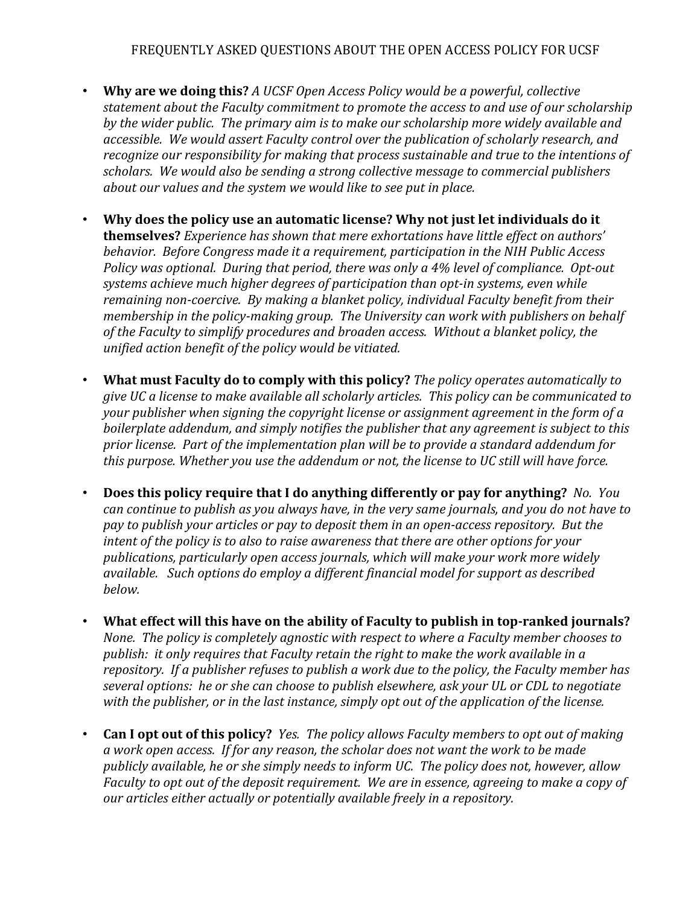# FREQUENTLY ASKED QUESTIONS ABOUT THE OPEN ACCESS POLICY FOR UCSF

- **Why are we doing this?** *A UCSF Open Access Policy would be a powerful, collective statement about the Faculty commitment to promote the access to and use of our scholarship by the wider public. The primary aim is to make our scholarship more widely available and accessible. We would assert Faculty control over the publication of scholarly research, and recognize our responsibility for making that process sustainable and true to the intentions of scholars. We would also be sending a strong collective message to commercial publishers about our values and the system we would like to see put in place.*

- **Why does the policy use an automatic license? Why not just let individuals do it themselves?** *Experience has shown that mere exhortations have little effect on authors' behavior. Before Congress made it a requirement, participation in the NIH Public Access Policy was optional. During that period, there was only a 4% level of compliance. Opt-out systems achieve much higher degrees of participation than opt-in systems, even while remaining non-coercive. By making a blanket policy, individual Faculty benefit from their membership in the policy-making group. The University can work with publishers on behalf of the Faculty to simplify procedures and broaden access. Without a blanket policy, the unified action benefit of the policy would be vitiated.*

- **What must Faculty do to comply with this policy?** *The policy operates automatically to give UC a license to make available all scholarly articles. This policy can be communicated to your publisher when signing the copyright license or assignment agreement in the form of a boilerplate addendum, and simply notifies the publisher that any agreement is subject to this prior license. Part of the implementation plan will be to provide a standard addendum for this purpose. Whether you use the addendum or not, the license to UC still will have force.*

- **Does this policy require that I do anything differently or pay for anything?** *No. You can continue to publish as you always have, in the very same journals, and you do not have to pay to publish your articles or pay to deposit them in an open-access repository. But the intent of the policy is to also to raise awareness that there are other options for your publications, particularly open access journals, which will make your work more widely available. Such options do employ a different financial model for support as described below.*

- **What effect will this have on the ability of Faculty to publish in top-ranked journals?** *None. The policy is completely agnostic with respect to where a Faculty member chooses to publish: it only requires that Faculty retain the right to make the work available in a repository. If a publisher refuses to publish a work due to the policy, the Faculty member has several options: he or she can choose to publish elsewhere, ask your UL or CDL to negotiate with the publisher, or in the last instance, simply opt out of the application of the license.*

- **Can I opt out of this policy?** *Yes. The policy allows Faculty members to opt out of making a work open access. If for any reason, the scholar does not want the work to be made publicly available, he or she simply needs to inform UC. The policy does not, however, allow Faculty to opt out of the deposit requirement. We are in essence, agreeing to make a copy of our articles either actually or potentially available freely in a repository.*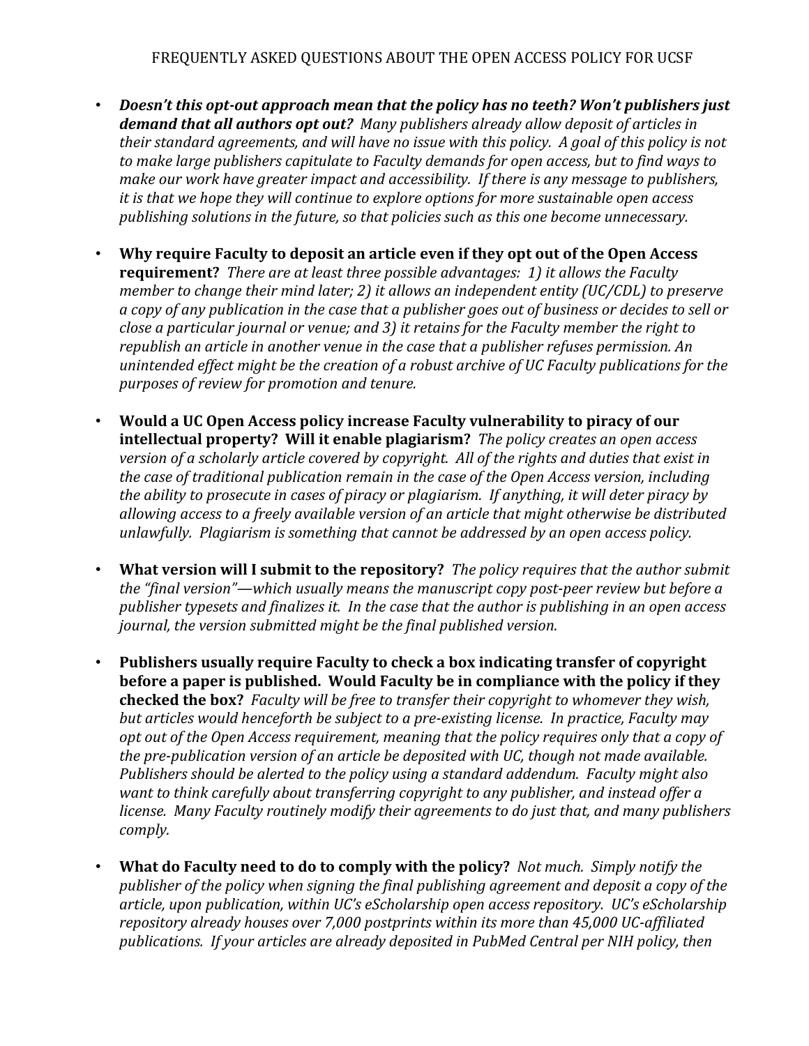FREQUENTLY ASKED QUESTIONS ABOUT THE OPEN ACCESS POLICY FOR UCSF

- ***Doesn't this opt-out approach mean that the policy has no teeth? Won't publishers just demand that all authors opt out?*** *Many publishers already allow deposit of articles in their standard agreements, and will have no issue with this policy. A goal of this policy is not to make large publishers capitulate to Faculty demands for open access, but to find ways to make our work have greater impact and accessibility. If there is any message to publishers, it is that we hope they will continue to explore options for more sustainable open access publishing solutions in the future, so that policies such as this one become unnecessary.*

- **Why require Faculty to deposit an article even if they opt out of the Open Access requirement?** *There are at least three possible advantages: 1) it allows the Faculty member to change their mind later; 2) it allows an independent entity (UC/CDL) to preserve a copy of any publication in the case that a publisher goes out of business or decides to sell or close a particular journal or venue; and 3) it retains for the Faculty member the right to republish an article in another venue in the case that a publisher refuses permission. An unintended effect might be the creation of a robust archive of UC Faculty publications for the purposes of review for promotion and tenure.*

- **Would a UC Open Access policy increase Faculty vulnerability to piracy of our intellectual property? Will it enable plagiarism?** *The policy creates an open access version of a scholarly article covered by copyright. All of the rights and duties that exist in the case of traditional publication remain in the case of the Open Access version, including the ability to prosecute in cases of piracy or plagiarism. If anything, it will deter piracy by allowing access to a freely available version of an article that might otherwise be distributed unlawfully. Plagiarism is something that cannot be addressed by an open access policy.*

- **What version will I submit to the repository?** *The policy requires that the author submit the "final version"—which usually means the manuscript copy post-peer review but before a publisher typesets and finalizes it. In the case that the author is publishing in an open access journal, the version submitted might be the final published version.*

- **Publishers usually require Faculty to check a box indicating transfer of copyright before a paper is published. Would Faculty be in compliance with the policy if they checked the box?** *Faculty will be free to transfer their copyright to whomever they wish, but articles would henceforth be subject to a pre-existing license. In practice, Faculty may opt out of the Open Access requirement, meaning that the policy requires only that a copy of the pre-publication version of an article be deposited with UC, though not made available. Publishers should be alerted to the policy using a standard addendum. Faculty might also want to think carefully about transferring copyright to any publisher, and instead offer a license. Many Faculty routinely modify their agreements to do just that, and many publishers comply.*

- **What do Faculty need to do to comply with the policy?** *Not much. Simply notify the publisher of the policy when signing the final publishing agreement and deposit a copy of the article, upon publication, within UC's eScholarship open access repository. UC's eScholarship repository already houses over 7,000 postprints within its more than 45,000 UC-affiliated publications. If your articles are already deposited in PubMed Central per NIH policy, then*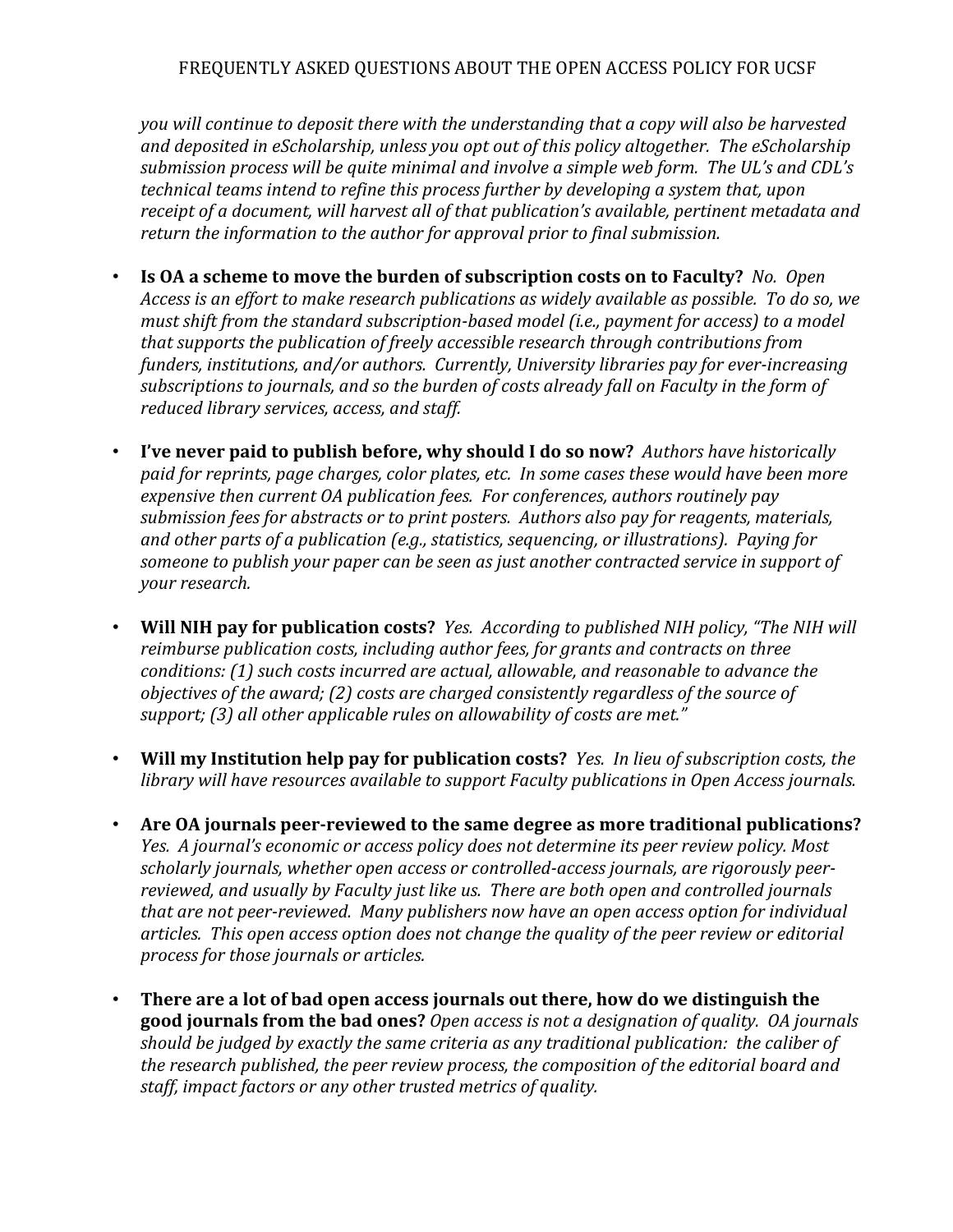*you will continue to deposit there with the understanding that a copy will also be harvested and deposited in eScholarship, unless you opt out of this policy altogether. The eScholarship submission process will be quite minimal and involve a simple web form. The UL's and CDL's technical teams intend to refine this process further by developing a system that, upon receipt of a document, will harvest all of that publication's available, pertinent metadata and return the information to the author for approval prior to final submission.*

- **Is OA a scheme to move the burden of subscription costs on to Faculty?** *No. Open Access is an effort to make research publications as widely available as possible. To do so, we must shift from the standard subscription-based model (i.e., payment for access) to a model that supports the publication of freely accessible research through contributions from funders, institutions, and/or authors. Currently, University libraries pay for ever-increasing subscriptions to journals, and so the burden of costs already fall on Faculty in the form of reduced library services, access, and staff.*

- **I've never paid to publish before, why should I do so now?** *Authors have historically paid for reprints, page charges, color plates, etc. In some cases these would have been more expensive then current OA publication fees. For conferences, authors routinely pay submission fees for abstracts or to print posters. Authors also pay for reagents, materials, and other parts of a publication (e.g., statistics, sequencing, or illustrations). Paying for someone to publish your paper can be seen as just another contracted service in support of your research.*

- **Will NIH pay for publication costs?** *Yes. According to published NIH policy, "The NIH will reimburse publication costs, including author fees, for grants and contracts on three conditions: (1) such costs incurred are actual, allowable, and reasonable to advance the objectives of the award; (2) costs are charged consistently regardless of the source of support; (3) all other applicable rules on allowability of costs are met."*

- **Will my Institution help pay for publication costs?** *Yes. In lieu of subscription costs, the library will have resources available to support Faculty publications in Open Access journals.*

- **Are OA journals peer-reviewed to the same degree as more traditional publications?** *Yes. A journal's economic or access policy does not determine its peer review policy. Most scholarly journals, whether open access or controlled-access journals, are rigorously peer-reviewed, and usually by Faculty just like us. There are both open and controlled journals that are not peer-reviewed. Many publishers now have an open access option for individual articles. This open access option does not change the quality of the peer review or editorial process for those journals or articles.*

- **There are a lot of bad open access journals out there, how do we distinguish the good journals from the bad ones?** *Open access is not a designation of quality. OA journals should be judged by exactly the same criteria as any traditional publication: the caliber of the research published, the peer review process, the composition of the editorial board and staff, impact factors or any other trusted metrics of quality.*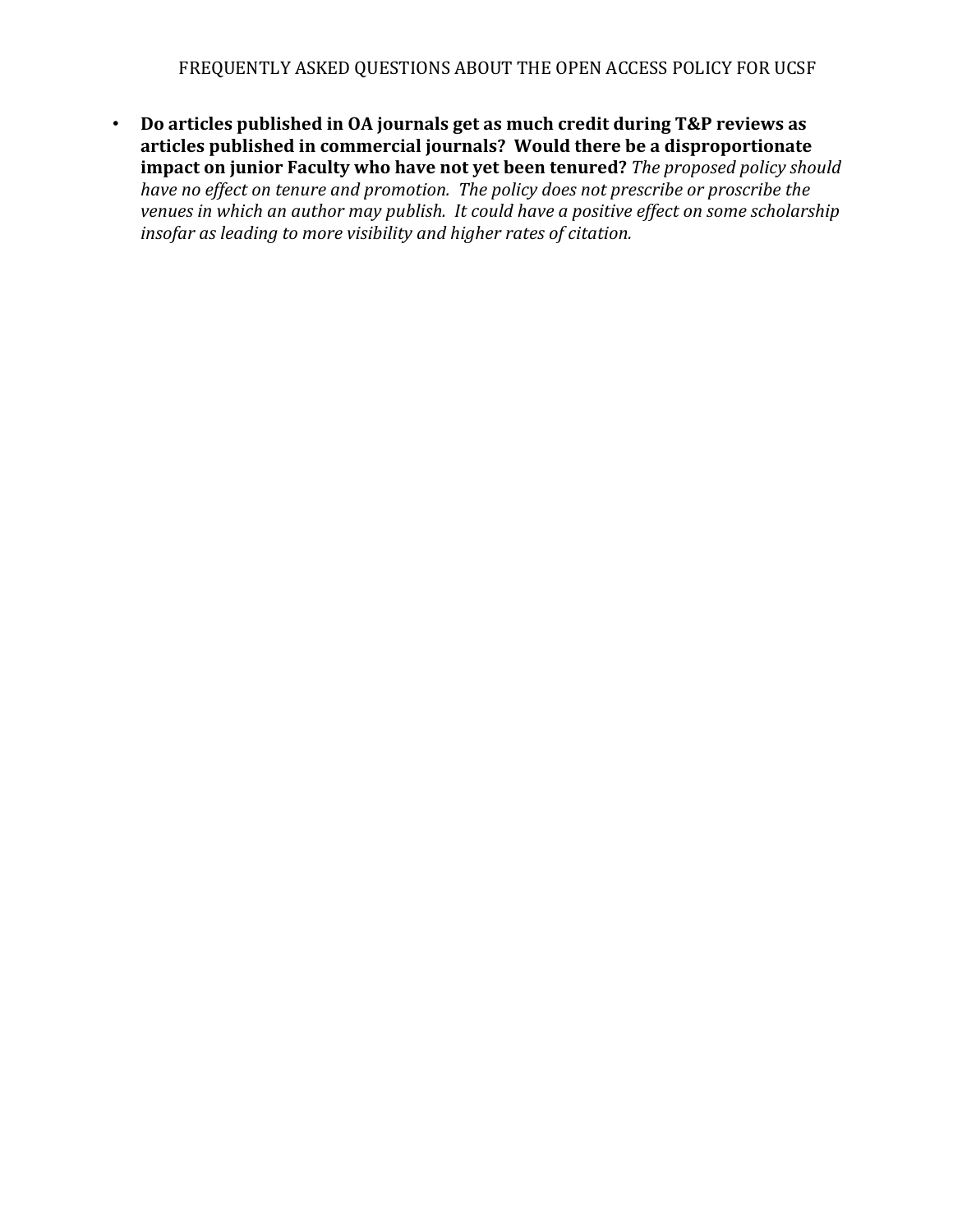- **Do articles published in OA journals get as much credit during T&P reviews as articles published in commercial journals? Would there be a disproportionate impact on junior Faculty who have not yet been tenured?** *The proposed policy should have no effect on tenure and promotion. The policy does not prescribe or proscribe the venues in which an author may publish. It could have a positive effect on some scholarship insofar as leading to more visibility and higher rates of citation.*